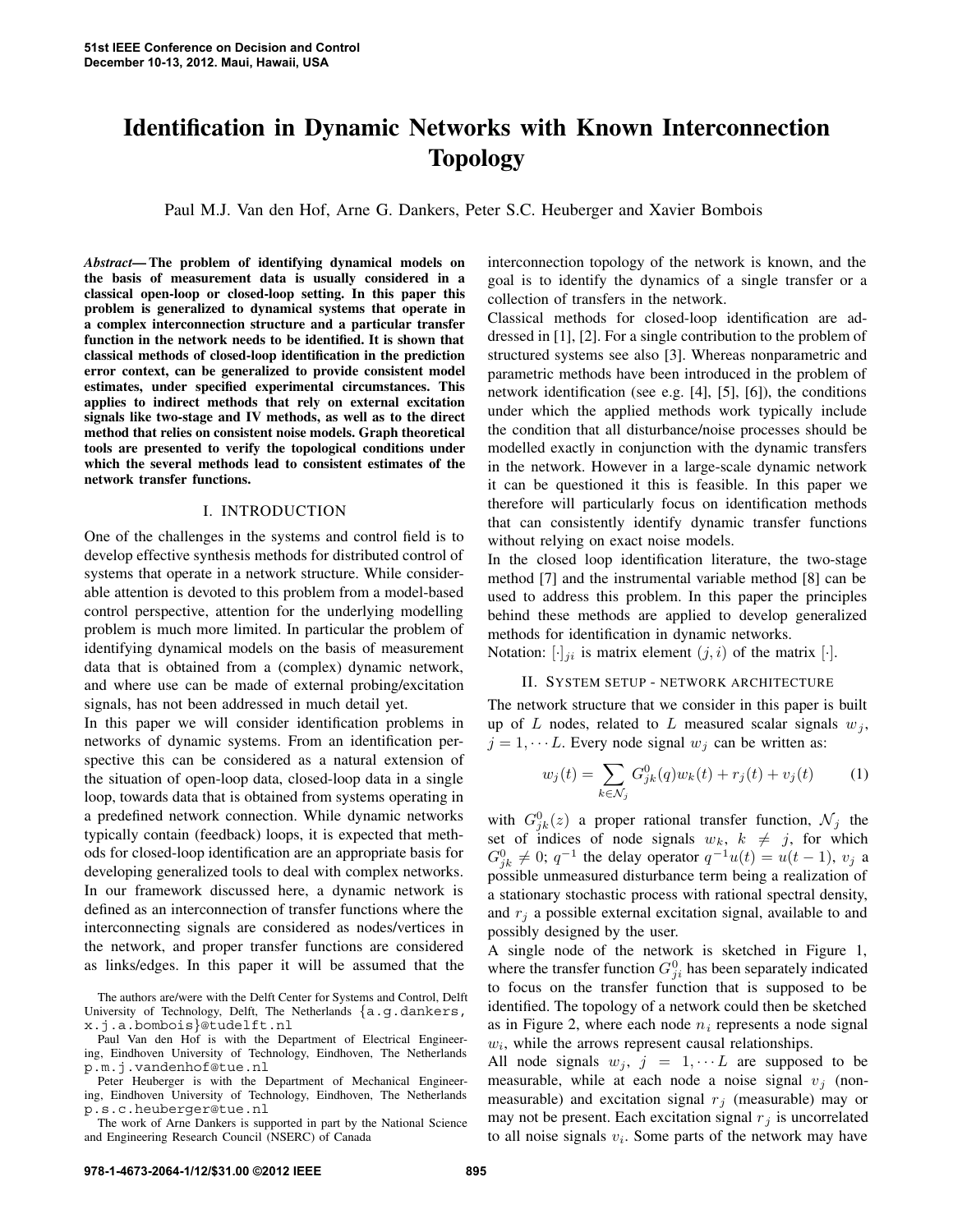# Identification in Dynamic Networks with Known Interconnection Topology

Paul M.J. Van den Hof, Arne G. Dankers, Peter S.C. Heuberger and Xavier Bombois

***Abstract*— The problem of identifying dynamical models on the basis of measurement data is usually considered in a classical open-loop or closed-loop setting. In this paper this problem is generalized to dynamical systems that operate in a complex interconnection structure and a particular transfer function in the network needs to be identified. It is shown that classical methods of closed-loop identification in the prediction error context, can be generalized to provide consistent model estimates, under specified experimental circumstances. This applies to indirect methods that rely on external excitation signals like two-stage and IV methods, as well as to the direct method that relies on consistent noise models. Graph theoretical tools are presented to verify the topological conditions under which the several methods lead to consistent estimates of the network transfer functions.**

## I. INTRODUCTION

One of the challenges in the systems and control field is to develop effective synthesis methods for distributed control of systems that operate in a network structure. While considerable attention is devoted to this problem from a model-based control perspective, attention for the underlying modelling problem is much more limited. In particular the problem of identifying dynamical models on the basis of measurement data that is obtained from a (complex) dynamic network, and where use can be made of external probing/excitation signals, has not been addressed in much detail yet.

In this paper we will consider identification problems in networks of dynamic systems. From an identification perspective this can be considered as a natural extension of the situation of open-loop data, closed-loop data in a single loop, towards data that is obtained from systems operating in a predefined network connection. While dynamic networks typically contain (feedback) loops, it is expected that methods for closed-loop identification are an appropriate basis for developing generalized tools to deal with complex networks. In our framework discussed here, a dynamic network is defined as an interconnection of transfer functions where the interconnecting signals are considered as nodes/vertices in the network, and proper transfer functions are considered as links/edges. In this paper it will be assumed that the interconnection topology of the network is known, and the goal is to identify the dynamics of a single transfer or a collection of transfers in the network.

Classical methods for closed-loop identification are addressed in [1], [2]. For a single contribution to the problem of structured systems see also [3]. Whereas nonparametric and parametric methods have been introduced in the problem of network identification (see e.g. [4], [5], [6]), the conditions under which the applied methods work typically include the condition that all disturbance/noise processes should be modelled exactly in conjunction with the dynamic transfers in the network. However in a large-scale dynamic network it can be questioned it this is feasible. In this paper we therefore will particularly focus on identification methods that can consistently identify dynamic transfer functions without relying on exact noise models.

In the closed loop identification literature, the two-stage method [7] and the instrumental variable method [8] can be used to address this problem. In this paper the principles behind these methods are applied to develop generalized methods for identification in dynamic networks.

Notation: $[\cdot]_{ji}$ is matrix element $(j,i)$ of the matrix $[\cdot]$.

## II. SYSTEM SETUP - NETWORK ARCHITECTURE

The network structure that we consider in this paper is built up of $L$ nodes, related to $L$ measured scalar signals $w_j$, $j = 1, \cdots L$. Every node signal $w_j$ can be written as:

$$w_j(t) = \sum_{k \in \mathcal{N}_j} G^0_{jk}(q) w_k(t) + r_j(t) + v_j(t) \qquad (1)$$

with $G^0_{jk}(z)$ a proper rational transfer function, $\mathcal{N}_j$ the set of indices of node signals $w_k$, $k \neq j$, for which $G^0_{jk} \neq 0$; $q^{-1}$ the delay operator $q^{-1}u(t) = u(t-1)$, $v_j$ a possible unmeasured disturbance term being a realization of a stationary stochastic process with rational spectral density, and $r_j$ a possible external excitation signal, available to and possibly designed by the user.

A single node of the network is sketched in Figure 1, where the transfer function $G^0_{ji}$ has been separately indicated to focus on the transfer function that is supposed to be identified. The topology of a network could then be sketched as in Figure 2, where each node $n_i$ represents a node signal $w_i$, while the arrows represent causal relationships.

All node signals $w_j$, $j = 1, \cdots L$ are supposed to be measurable, while at each node a noise signal $v_j$ (non-measurable) and excitation signal $r_j$ (measurable) may or may not be present. Each excitation signal $r_j$ is uncorrelated to all noise signals $v_i$. Some parts of the network may have

The authors are/were with the Delft Center for Systems and Control, Delft University of Technology, Delft, The Netherlands {a.g.dankers, x.j.a.bombois}@tudelft.nl

Paul Van den Hof is with the Department of Electrical Engineering, Eindhoven University of Technology, Eindhoven, The Netherlands p.m.j.vandenhof@tue.nl

Peter Heuberger is with the Department of Mechanical Engineering, Eindhoven University of Technology, Eindhoven, The Netherlands p.s.c.heuberger@tue.nl

The work of Arne Dankers is supported in part by the National Science and Engineering Research Council (NSERC) of Canada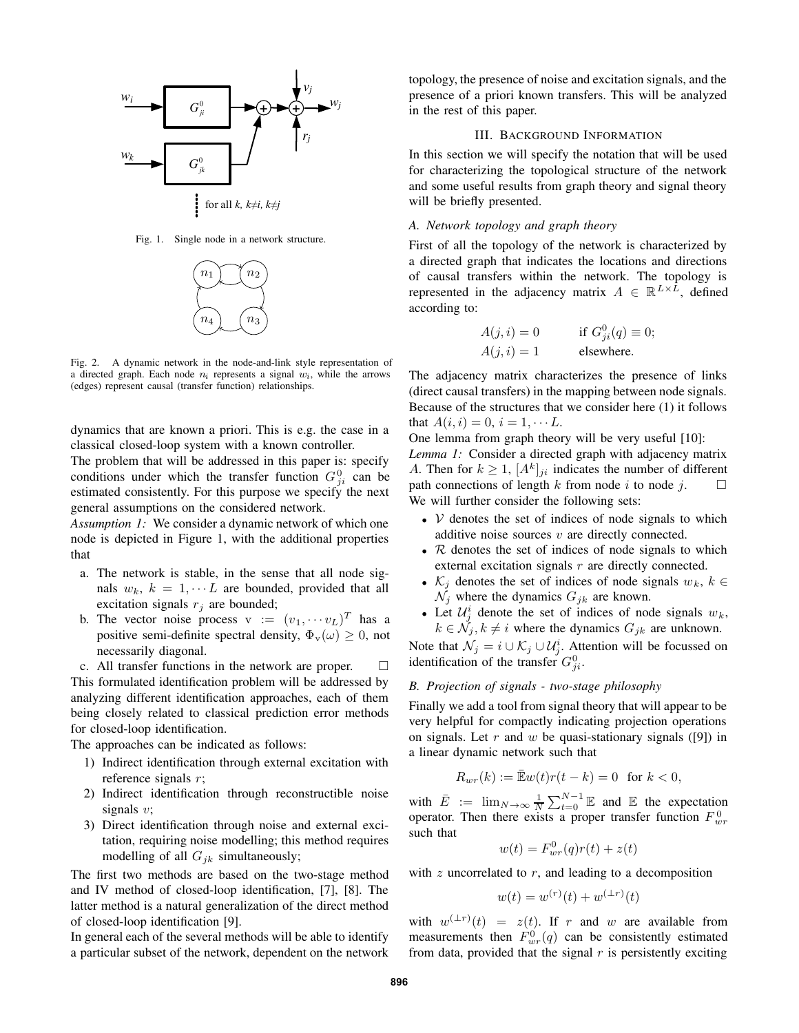Fig. 1. Single node in a network structure.

Fig. 2. A dynamic network in the node-and-link style representation of a directed graph. Each node $n_i$ represents a signal $w_i$, while the arrows (edges) represent causal (transfer function) relationships.

dynamics that are known a priori. This is e.g. the case in a classical closed-loop system with a known controller.

The problem that will be addressed in this paper is: specify conditions under which the transfer function $G^0_{ji}$ can be estimated consistently. For this purpose we specify the next general assumptions on the considered network.

*Assumption 1:* We consider a dynamic network of which one node is depicted in Figure 1, with the additional properties that

a. The network is stable, in the sense that all node signals $w_k$, $k = 1, \cdots L$ are bounded, provided that all excitation signals $r_j$ are bounded;
b. The vector noise process $\mathrm{v} := (v_1, \cdots v_L)^T$ has a positive semi-definite density, $\Phi_{\mathrm{v}}(\omega) \geq 0$, not necessarily diagonal.
c. All transfer functions in the network are proper. □

This formulated identification problem will be addressed by analyzing different identification approaches, each of them being closely related to classical prediction error methods for closed-loop identification.

The approaches can be indicated as follows:

1) Indirect identification through external excitation with reference signals $r$;
2) Indirect identification through reconstructible noise signals $v$;
3) Direct identification through noise and external excitation, requiring noise modelling; this method requires modelling of all $G_{jk}$ simultaneously;

The first two methods are based on the two-stage method and IV method of closed-loop identification, [7], [8]. The latter method is a natural generalization of the direct method of closed-loop identification [9].

In general each of the several methods will be able to identify a particular subset of the network, dependent on the network topology, the presence of noise and excitation signals, and the presence of a priori known transfers. This will be analyzed in the rest of this paper.

## III. Background Information

In this section we will specify the notation that will be used for characterizing the topological structure of the network and some useful results from graph theory and signal theory will be briefly presented.

### A. Network topology and graph theory

First of all the topology of the network is characterized by a directed graph that indicates the locations and directions of causal transfers within the network. The topology is represented in the adjacency matrix $A \in \mathbb{R}^{L \times L}$, defined according to:

$$A(j,i) = 0 \qquad \text{if } G^0_{ji}(q) \equiv 0;$$
$$A(j,i) = 1 \qquad \text{elsewhere.}$$

The adjacency matrix characterizes the presence of links (direct causal transfers) in the mapping between node signals. Because of the structures that we consider here (1) it follows that $A(i,i) = 0$, $i = 1, \cdots L$.

One lemma from graph theory will be very useful [10]:

*Lemma 1:* Consider a directed graph with adjacency matrix $A$. Then for $k \geq 1$, $[A^k]_{ji}$ indicates the number of different path connections of length $k$ from node $i$ to node $j$. □

We will further consider the following sets:

- $\mathcal{V}$ denotes the set of indices of node signals to which additive noise sources $v$ are directly connected.
- $\mathcal{R}$ denotes the set of indices of node signals to which external excitation signals $r$ are directly connected.
- $\mathcal{K}_j$ denotes the set of indices of node signals $w_k$, $k \in \mathcal{N}_j$ where the dynamics $G_{jk}$ are known.
- Let $\mathcal{U}^i_j$ denote the set of indices of node signals $w_k$, $k \in \mathcal{N}_j, k \neq i$ where the dynamics $G_{jk}$ are unknown.

Note that $\mathcal{N}_j = i \cup \mathcal{K}_j \cup \mathcal{U}^i_j$. Attention will be focussed on identification of the transfer $G^0_{ji}$.

### B. Projection of signals - two-stage philosophy

Finally we add a tool from signal theory that will appear to be very helpful for compactly indicating projection operations on signals. Let $r$ and $w$ be quasi-stationary signals ([9]) in a linear dynamic network such that

$$R_{wr}(k) := \bar{\mathbb{E}}w(t)r(t-k) = 0 \text{ for } k < 0,$$

with $\bar{E} := \lim_{N\to\infty} \frac{1}{N}\sum_{t=0}^{N-1} \mathbb{E}$ and $\mathbb{E}$ the expectation operator. Then there exists a proper transfer function $F^0_{wr}$ such that

$$w(t) = F^0_{wr}(q)r(t) + z(t)$$

with $z$ uncorrelated to $r$, and leading to a decomposition

$$w(t) = w^{(r)}(t) + w^{(\perp r)}(t)$$

with $w^{(\perp r)}(t) = z(t)$. If $r$ and $w$ are available from measurements then $F^0_{wr}(q)$ can be consistently estimated from data, provided that the signal $r$ is persistently exciting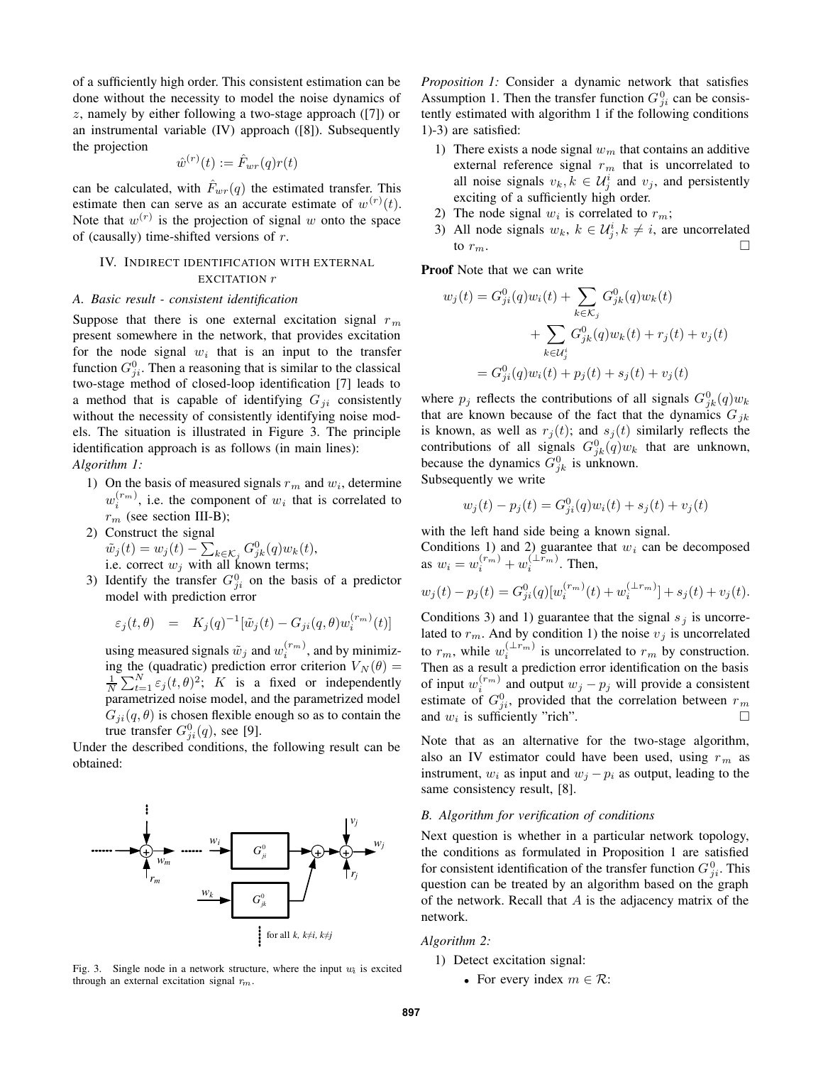of a sufficiently high order. This consistent estimation can be done without the necessity to model the noise dynamics of $z$, namely by either following a two-stage approach ([7]) or an instrumental variable (IV) approach ([8]). Subsequently the projection

$$\hat{w}^{(r)}(t) := \hat{F}_{wr}(q)r(t)$$

can be calculated, with $\hat{F}_{wr}(q)$ the estimated transfer. This estimate then can serve as an accurate estimate of $w^{(r)}(t)$. Note that $w^{(r)}$ is the projection of signal $w$ onto the space of (causally) time-shifted versions of $r$.

## IV. Indirect identification with external excitation $r$

### A. Basic result - consistent identification

Suppose that there is one external excitation signal $r_m$ present somewhere in the network, that provides excitation for the node signal $w_i$ that is an input to the transfer function $G^0_{ji}$. Then a reasoning that is similar to the classical two-stage method of closed-loop identification [7] leads to a method that is capable of identifying $G_{ji}$ consistently without the necessity of consistently identifying noise models. The situation is illustrated in Figure 3. The principle identification approach is as follows (in main lines):

*Algorithm 1:*

1) On the basis of measured signals $r_m$ and $w_i$, determine $w_i^{(r_m)}$, i.e. the component of $w_i$ that is correlated to $r_m$ (see section III-B);
2) Construct the signal $\tilde{w}_j(t) = w_j(t) - \sum_{k\in\mathcal{K}_j} G^0_{jk}(q)w_k(t)$, i.e. correct $w_j$ with all known terms;
3) Identify the transfer $G^0_{ji}$ on the basis of a predictor model with prediction error

$$\varepsilon_j(t,\theta) \;\; = \;\; K_j(q)^{-1}[\tilde{w}_j(t) - G_{ji}(q,\theta)w_i^{(r_m)}(t)]$$

using measured signals $\tilde{w}_j$ and $w_i^{(r_m)}$, and by minimizing the (quadratic) prediction error criterion $V_N(\theta) = \frac{1}{N}\sum_{t=1}^N \varepsilon_j(t,\theta)^2$; $K$ is a fixed or independently parametrized noise model, and the parametrized model $G_{ji}(q,\theta)$ is chosen flexible enough so as to contain the true transfer $G^0_{ji}(q)$, see [9].

Under the described conditions, the following result can be obtained:

Fig. 3. Single node in a network structure, where the input $w_i$ is excited through an external excitation signal $r_m$.

*Proposition 1:* Consider a dynamic network that satisfies Assumption 1. Then the transfer function $G^0_{ji}$ can be consistently estimated with algorithm 1 if the following conditions 1)-3) are satisfied:

1) There exists a node signal $w_m$ that contains an additive external reference signal $r_m$ that is uncorrelated to all noise signals $v_k, k \in \mathcal{U}^i_j$ and $v_j$, and persistently exciting of a sufficiently high order.
2) The node signal $w_i$ is correlated to $r_m$;
3) All node signals $w_k$, $k \in \mathcal{U}^i_j, k \neq i$, are uncorrelated to $r_m$. □

**Proof** Note that we can write

$$\begin{aligned} w_j(t) &= G^0_{ji}(q)w_i(t) + \sum_{k\in\mathcal{K}_j} G^0_{jk}(q)w_k(t) \\ &\quad + \sum_{k\in\mathcal{U}^i_j} G^0_{jk}(q)w_k(t) + r_j(t) + v_j(t) \\ &= G^0_{ji}(q)w_i(t) + p_j(t) + s_j(t) + v_j(t) \end{aligned}$$

where $p_j$ reflects the contributions of all signals $G^0_{jk}(q)w_k$ that are known because of the fact that the dynamics $G_{jk}$ is known, as well as $r_j(t)$; and $s_j(t)$ similarly reflects the contributions of all signals $G^0_{jk}(q)w_k$ that are unknown, because the dynamics $G^0_{jk}$ is unknown.

Subsequently we write

$$w_j(t) - p_j(t) = G^0_{ji}(q)w_i(t) + s_j(t) + v_j(t)$$

with the left hand side being a known signal.

Conditions 1) and 2) guarantee that $w_i$ can be decomposed as $w_i = w_i^{(r_m)} + w_i^{(\perp r_m)}$. Then,

$$w_j(t) - p_j(t) = G^0_{ji}(q)[w_i^{(r_m)}(t) + w_i^{(\perp r_m)}] + s_j(t) + v_j(t).$$

Conditions 3) and 1) guarantee that the signal $s_j$ is uncorrelated to $r_m$. And by condition 1) the noise $v_j$ is uncorrelated to $r_m$, while $w_i^{(\perp r_m)}$ is uncorrelated to $r_m$ by construction. Then as a result a prediction error identification on the basis of input $w_i^{(r_m)}$ and output $w_j - p_j$ will provide a consistent estimate of $G^0_{ji}$, provided that the correlation between $r_m$ and $w_i$ is sufficiently "rich". □

Note that as an alternative for the two-stage algorithm, also an IV estimator could have been used, using $r_m$ as instrument, $w_i$ as input and $w_j - p_i$ as output, leading to the same consistency result, [8].

### B. Algorithm for verification of conditions

Next question is whether in a particular network topology, the conditions as formulated in Proposition 1 are satisfied for consistent identification of the transfer function $G^0_{ji}$. This question can be treated by an algorithm based on the graph of the network. Recall that $A$ is the adjacency matrix of the network.

*Algorithm 2:*

1) Detect excitation signal:
   - For every index $m \in \mathcal{R}$: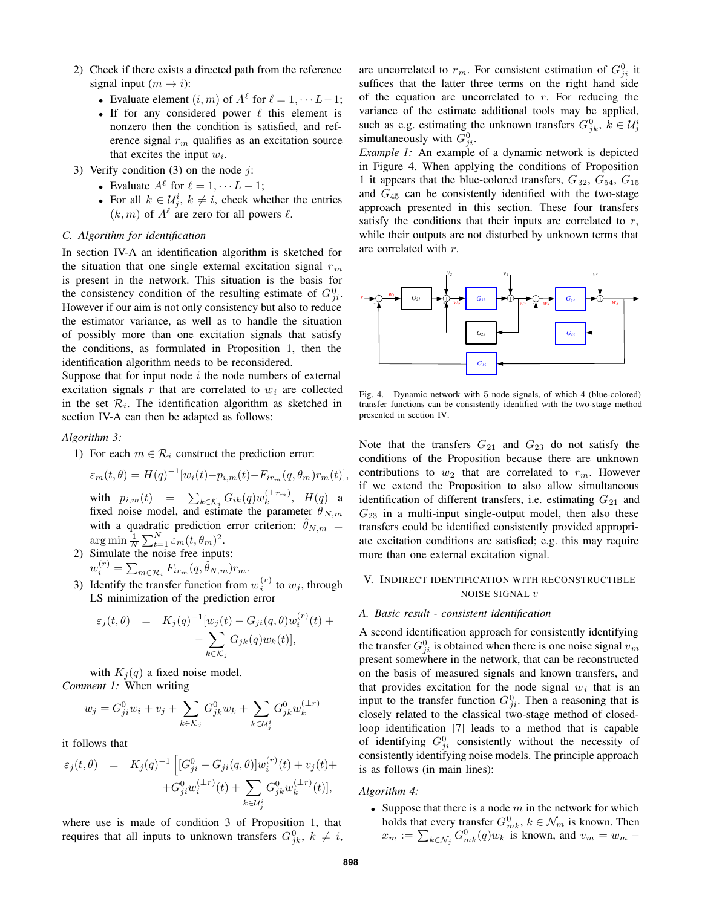2) Check if there exists a directed path from the reference signal input ($m \to i$):
   - Evaluate element $(i, m)$ of $A^\ell$ for $\ell = 1, \cdots L-1$;
   - If for any considered power $\ell$ this element is nonzero then the condition is satisfied, and reference signal $r_m$ qualifies as an excitation source that excites the input $w_i$.
3) Verify condition (3) on the node $j$:
   - Evaluate $A^\ell$ for $\ell = 1, \cdots L-1$;
   - For all $k \in \mathcal{U}_j^i$, $k \neq i$, check whether the entries $(k, m)$ of $A^\ell$ are zero for all powers $\ell$.

### C. Algorithm for identification

In section IV-A an identification algorithm is sketched for the situation that one single external excitation signal $r_m$ is present in the network. This situation is the basis for the consistency condition of the resulting estimate of $G_{ji}^0$. However if our aim is not only consistency but also to reduce the estimator variance, as well as to handle the situation of possibly more than one excitation signals that satisfy the conditions, as formulated in Proposition 1, then the identification algorithm needs to be reconsidered.

Suppose that for input node $i$ the node numbers of external excitation signals $r$ that are correlated to $w_i$ are collected in the set $\mathcal{R}_i$. The identification algorithm as sketched in section IV-A can then be adapted as follows:

*Algorithm 3:*

1) For each $m \in \mathcal{R}_i$ construct the prediction error:
$$\varepsilon_m(t, \theta) = H(q)^{-1}[w_i(t) - p_{i,m}(t) - F_{ir_m}(q, \theta_m) r_m(t)],$$
with $p_{i,m}(t) = \sum_{k \in \mathcal{K}_i} G_{ik}(q) w_k^{(\perp r_m)}$, $H(q)$ a fixed noise model, and estimate the parameter $\theta_{N,m}$ with a quadratic prediction error criterion: $\hat{\theta}_{N,m} = \arg\min \frac{1}{N}\sum_{t=1}^{N} \varepsilon_m(t, \theta_m)^2$.
2) Simulate the noise free inputs: $w_i^{(r)} = \sum_{m \in \mathcal{R}_i} F_{ir_m}(q, \hat{\theta}_{N,m}) r_m$.
3) Identify the transfer function from $w_i^{(r)}$ to $w_j$, through LS minimization of the prediction error
$$\varepsilon_j(t, \theta) = K_j(q)^{-1}[w_j(t) - G_{ji}(q, \theta) w_i^{(r)}(t) + - \sum_{k \in \mathcal{K}_j} G_{jk}(q) w_k(t)],$$
with $K_j(q)$ a fixed noise model.

*Comment 1:* When writing
$$w_j = G_{ji}^0 w_i + v_j + \sum_{k \in \mathcal{K}_j} G_{jk}^0 w_k + \sum_{k \in \mathcal{U}_j^i} G_{jk}^0 w_k^{(\perp r)}$$
it follows that
$$\varepsilon_j(t, \theta) = K_j(q)^{-1}\Big[[G_{ji}^0 - G_{ji}(q, \theta)] w_i^{(r)}(t) + v_j(t) + + G_{ji}^0 w_i^{(\perp r)}(t) + \sum_{k \in \mathcal{U}_j^i} G_{jk}^0 w_k^{(\perp r)}(t)\Big],$$
where use is made of condition 3 of Proposition 1, that requires that all inputs to unknown transfers $G_{jk}^0$, $k \neq i$, are uncorrelated to $r_m$. For consistent estimation of $G_{ji}^0$ it suffices that the latter three terms on the right hand side of the equation are uncorrelated to $r$. For reducing the variance of the estimate additional tools may be applied, such as e.g. estimating the unknown transfers $G_{jk}^0$, $k \in \mathcal{U}_j^i$ simultaneously with $G_{ji}^0$.

*Example 1:* An example of a dynamic network is depicted in Figure 4. When applying the conditions of Proposition 1 it appears that the blue-colored transfers, $G_{32}$, $G_{54}$, $G_{15}$ and $G_{45}$ can be consistently identified with the two-stage approach presented in this section. These four transfers satisfy the conditions that their inputs are correlated to $r$, while their outputs are not disturbed by unknown terms that are correlated with $r$.

Fig. 4. Dynamic network with 5 node signals, of which 4 (blue-colored) transfer functions can be consistently identified with the two-stage method presented in section IV.

Note that the transfers $G_{21}$ and $G_{23}$ do not satisfy the conditions of the Proposition because there are unknown contributions to $w_2$ that are correlated to $r_m$. However if we extend the Proposition to also allow simultaneous identification of different transfers, i.e. estimating $G_{21}$ and $G_{23}$ in a multi-input single-output model, then also these transfers could be identified consistently provided appropriate excitation conditions are satisfied; e.g. this may require more than one external excitation signal.

## V. Indirect Identification with Reconstructible Noise Signal $v$

### A. Basic result - consistent identification

A second identification approach for consistently identifying the transfer $G_{ji}^0$ is obtained when there is one noise signal $v_m$ present somewhere in the network, that can be reconstructed on the basis of measured signals and known transfers, and that provides excitation for the node signal $w_i$ that is an input to the transfer function $G_{ji}^0$. Then a reasoning that is closely related to the classical two-stage method of closed-loop identification [7] leads to a method that is capable of identifying $G_{ji}^0$ consistently without the necessity of consistently identifying noise models. The principle approach is as follows (in main lines):

*Algorithm 4:*

- Suppose that there is a node $m$ in the network for which holds that every transfer $G_{mk}^0$, $k \in \mathcal{N}_m$ is known. Then $x_m := \sum_{k \in \mathcal{N}_j} G_{mk}^0(q) w_k$ is known, and $v_m = w_m -$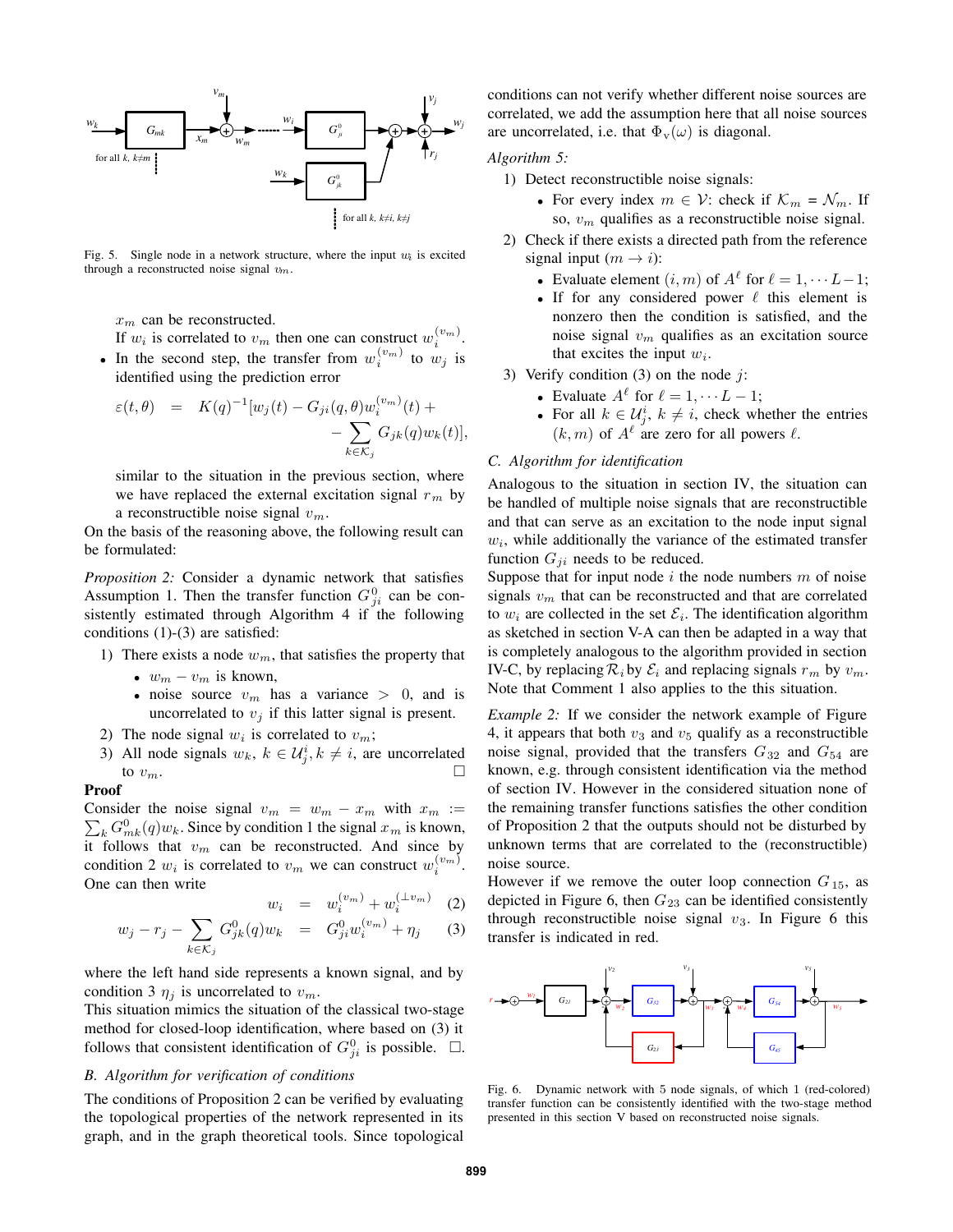Fig. 5. Single node in a network structure, where the input $w_i$ is excited through a reconstructed noise signal $v_m$.

$x_m$ can be reconstructed.
If $w_i$ is correlated to $v_m$ then one can construct $w_i^{(v_m)}$.

- In the second step, the transfer from $w_i^{(v_m)}$ to $w_j$ is identified using the prediction error

$$\varepsilon(t,\theta) = K(q)^{-1}[w_j(t) - G_{ji}(q,\theta)w_i^{(v_m)}(t) + \\ - \sum_{k \in \mathcal{K}_j} G_{jk}(q)w_k(t)],$$

similar to the situation in the previous section, where we have replaced the external excitation signal $r_m$ by a reconstructible noise signal $v_m$.

On the basis of the reasoning above, the following result can be formulated:

*Proposition 2:* Consider a dynamic network that satisfies Assumption 1. Then the transfer function $G_{ji}^0$ can be consistently estimated through Algorithm 4 if the following conditions (1)-(3) are satisfied:

1) There exists a node $w_m$, that satisfies the property that
   - $w_m - v_m$ is known,
   - noise source $v_m$ has a variance $>$ 0, and is uncorrelated to $v_j$ if this latter signal is present.
2) The node signal $w_i$ is correlated to $v_m$;
3) All node signals $w_k$, $k \in \mathcal{U}_j^i, k \neq i$, are uncorrelated to $v_m$. □

**Proof**

Consider the noise signal $v_m = w_m - x_m$ with $x_m := \sum_k G_{mk}^0(q)w_k$. Since by condition 1 the signal $x_m$ is known, it follows that $v_m$ can be reconstructed. And since by condition 2 $w_i$ is correlated to $v_m$ we can construct $w_i^{(v_m)}$. One can then write

$$w_i = w_i^{(v_m)} + w_i^{(\perp v_m)} \quad (2)$$

$$w_j - r_j - \sum_{k \in \mathcal{K}_j} G_{jk}^0(q)w_k = G_{ji}^0 w_i^{(v_m)} + \eta_j \quad (3)$$

where the left hand side represents a known signal, and by condition 3 $\eta_j$ is uncorrelated to $v_m$.

This situation mimics the situation of the classical two-stage method for closed-loop identification, where based on (3) it follows that consistent identification of $G_{ji}^0$ is possible. □.

### B. Algorithm for verification of conditions

The conditions of Proposition 2 can be verified by evaluating the topological properties of the network represented in its graph, and in the graph theoretical tools. Since topological conditions can not verify whether different noise sources are correlated, we add the assumption here that all noise sources are uncorrelated, i.e. that $\Phi_v(\omega)$ is diagonal.

*Algorithm 5:*

1) Detect reconstructible noise signals:
   - For every index $m \in \mathcal{V}$: check if $\mathcal{K}_m = \mathcal{N}_m$. If so, $v_m$ qualifies as a reconstructible noise signal.
2) Check if there exists a directed path from the reference signal input ($m \rightarrow i$):
   - Evaluate element $(i,m)$ of $A^\ell$ for $\ell = 1, \cdots L-1$;
   - If for any considered power $\ell$ this element is nonzero then the condition is satisfied, and the noise signal $v_m$ qualifies as an excitation source that excites the input $w_i$.
3) Verify condition (3) on the node $j$:
   - Evaluate $A^\ell$ for $\ell = 1, \cdots L-1$;
   - For all $k \in \mathcal{U}_j^i$, $k \neq i$, check whether the entries $(k,m)$ of $A^\ell$ are zero for all powers $\ell$.

### C. Algorithm for identification

Analogous to the situation in section IV, the situation can be handled of multiple noise signals that are reconstructible and that can serve as an excitation to the node input signal $w_i$, while additionally the variance of the estimated transfer function $G_{ji}$ needs to be reduced.

Suppose that for input node $i$ the node numbers $m$ of noise signals $v_m$ that can be reconstructed and that are correlated to $w_i$ are collected in the set $\mathcal{E}_i$. The identification algorithm as sketched in section V-A can then be adapted in a way that is completely analogous to the algorithm provided in section IV-C, by replacing $\mathcal{R}_i$ by $\mathcal{E}_i$ and replacing signals $r_m$ by $v_m$. Note that Comment 1 also applies to the this situation.

*Example 2:* If we consider the network example of Figure 4, it appears that both $v_3$ and $v_5$ qualify as a reconstructible noise signal, provided that the transfers $G_{32}$ and $G_{54}$ are known, e.g. through consistent identification via the method of section IV. However in the considered situation none of the remaining transfer functions satisfies the other condition of Proposition 2 that the outputs should not be disturbed by unknown terms that are correlated to the (reconstructible) noise source.

However if we remove the outer loop connection $G_{15}$, as depicted in Figure 6, then $G_{23}$ can be identified consistently through reconstructible noise signal $v_3$. In Figure 6 this transfer is indicated in red.

Fig. 6. Dynamic network with 5 node signals, of which 1 (red-colored) transfer function can be consistently identified with the two-stage method presented in this section V based on reconstructed noise signals.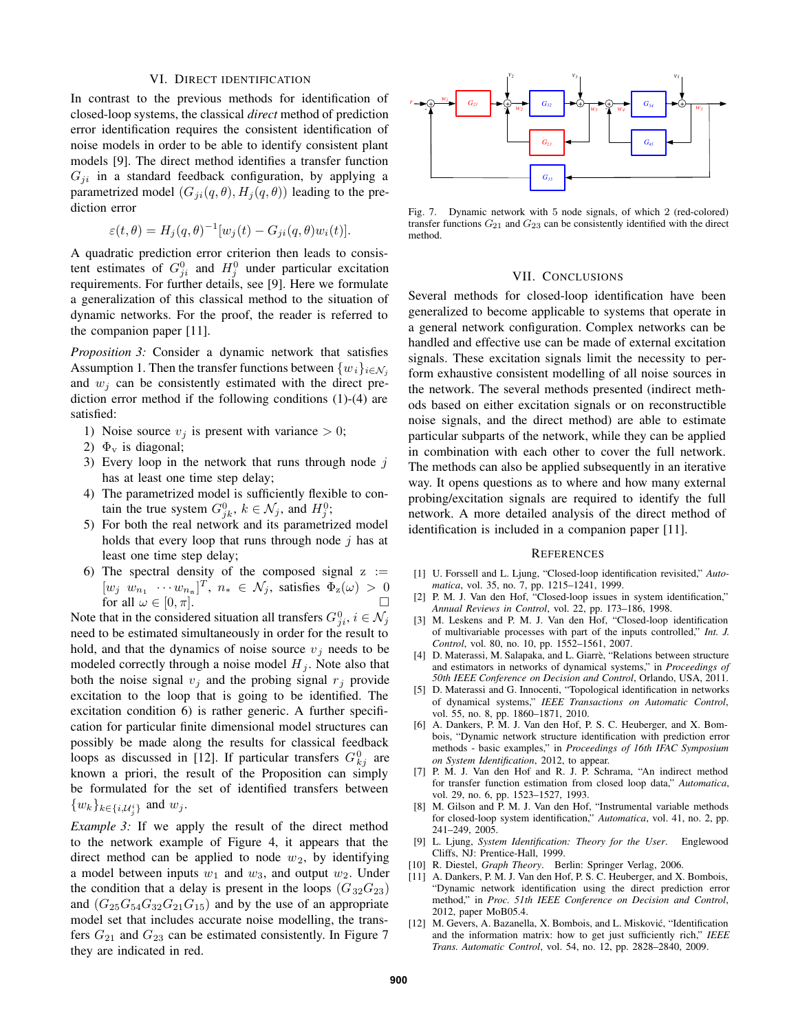## VI. Direct identification

In contrast to the previous methods for identification of closed-loop systems, the classical *direct* method of prediction error identification requires the consistent identification of noise models in order to be able to identify consistent plant models [9]. The direct method identifies a transfer function $G_{ji}$ in a standard feedback configuration, by applying a parametrized model $(G_{ji}(q,\theta), H_j(q,\theta))$ leading to the prediction error

$$\varepsilon(t,\theta) = H_j(q,\theta)^{-1}[w_j(t) - G_{ji}(q,\theta)w_i(t)].$$

A quadratic prediction error criterion then leads to consistent estimates of $G_{ji}^0$ and $H_j^0$ under particular excitation requirements. For further details, see [9]. Here we formulate a generalization of this classical method to the situation of dynamic networks. For the proof, the reader is referred to the companion paper [11].

*Proposition 3:* Consider a dynamic network that satisfies Assumption 1. Then the transfer functions between $\{w_i\}_{i\in\mathcal{N}_j}$ and $w_j$ can be consistently estimated with the direct prediction error method if the following conditions (1)-(4) are satisfied:

1) Noise source $v_j$ is present with variance $> 0$;
2) $\Phi_v$ is diagonal;
3) Every loop in the network that runs through node $j$ has at least one time step delay;
4) The parametrized model is sufficiently flexible to contain the true system $G_{jk}^0$, $k \in \mathcal{N}_j$, and $H_j^0$;
5) For both the real network and its parametrized model holds that every loop that runs through node $j$ has at least one time step delay;
6) The spectral density of the composed signal $z := [w_j \; w_{n_1} \; \cdots w_{n_n}]^T$, $n_* \in \mathcal{N}_j$, satisfies $\Phi_z(\omega) > 0$ for all $\omega \in [0,\pi]$. □

Note that in the considered situation all transfers $G_{ji}^0$, $i \in \mathcal{N}_j$ need to be estimated simultaneously in order for the result to hold, and that the dynamics of noise source $v_j$ needs to be modeled correctly through a noise model $H_j$. Note also that both the noise signal $v_j$ and the probing signal $r_j$ provide excitation to the loop that is going to be identified. The excitation condition 6) is rather generic. A further specification for particular finite dimensional model structures can possibly be made along the results for classical feedback loops as discussed in [12]. If particular transfers $G_{kj}^0$ are known a priori, the result of the Proposition can simply be formulated for the set of identified transfers between $\{w_k\}_{k\in\{i,\mathcal{U}_j^i\}}$ and $w_j$.

*Example 3:* If we apply the result of the direct method to the network example of Figure 4, it appears that the direct method can be applied to node $w_2$, by identifying a model between inputs $w_1$ and $w_3$, and output $w_2$. Under the condition that a delay is present in the loops $(G_{32}G_{23})$ and $(G_{25}G_{54}G_{32}G_{21}G_{15})$ and by the use of an appropriate model set that includes accurate noise modelling, the transfers $G_{21}$ and $G_{23}$ can be estimated consistently. In Figure 7 they are indicated in red.

r
$w_1$
$G_{21}$
$v_2$
$w_2$
$G_{32}$
$v_3$
$w_3$
$w_4$
$G_{54}$
$v_5$
$w_5$
$G_{23}$
$G_{43}$
$G_{15}$

Fig. 7. Dynamic network with 5 node signals, of which 2 (red-colored) transfer functions $G_{21}$ and $G_{23}$ can be consistently identified with the direct method.

## VII. Conclusions

Several methods for closed-loop identification have been generalized to become applicable to systems that operate in a general network configuration. Complex networks can be handled and effective use can be made of external excitation signals. These excitation signals limit the necessity to perform exhaustive consistent modelling of all noise sources in the network. The several methods presented (indirect methods based on either excitation signals or on reconstructible noise signals, and the direct method) are able to estimate particular subparts of the network, while they can be applied in combination with each other to cover the full network. The methods can also be applied subsequently in an iterative way. It opens questions as to where and how many external probing/excitation signals are required to identify the full network. A more detailed analysis of the direct method of identification is included in a companion paper [11].

## References

[1] U. Forssell and L. Ljung, "Closed-loop identification revisited," *Automatica*, vol. 35, no. 7, pp. 1215–1241, 1999.

[2] P. M. J. Van den Hof, "Closed-loop issues in system identification," *Annual Reviews in Control*, vol. 22, pp. 173–186, 1998.

[3] M. Leskens and P. M. J. Van den Hof, "Closed-loop identification of multivariable processes with part of the inputs controlled," *Int. J. Control*, vol. 80, no. 10, pp. 1552–1561, 2007.

[4] D. Materassi, M. Salapaka, and L. Giarrè, "Relations between structure and estimators in networks of dynamical systems," in *Proceedings of 50th IEEE Conference on Decision and Control*, Orlando, USA, 2011.

[5] D. Materassi and G. Innocenti, "Topological identification in networks of dynamical systems," *IEEE Transactions on Automatic Control*, vol. 55, no. 8, pp. 1860–1871, 2010.

[6] A. Dankers, P. M. J. Van den Hof, P. S. C. Heuberger, and X. Bombois, "Dynamic network structure identification with prediction error methods - basic examples," in *Proceedings of 16th IFAC Symposium on System Identification*, 2012, to appear.

[7] P. M. J. Van den Hof and R. J. P. Schrama, "An indirect method for transfer function estimation from closed loop data," *Automatica*, vol. 29, no. 6, pp. 1523–1527, 1993.

[8] M. Gilson and P. M. J. Van den Hof, "Instrumental variable methods for closed-loop system identification," *Automatica*, vol. 41, no. 2, pp. 241–249, 2005.

[9] L. Ljung, *System Identification: Theory for the User*. Englewood Cliffs, NJ: Prentice-Hall, 1999.

[10] R. Diestel, *Graph Theory*. Berlin: Springer Verlag, 2006.

[11] A. Dankers, P. M. J. Van den Hof, P. S. C. Heuberger, and X. Bombois, "Dynamic network identification using the direct prediction error method," in *Proc. 51th IEEE Conference on Decision and Control*, 2012, paper MoB05.4.

[12] M. Gevers, A. Bazanella, X. Bombois, and L. Misković, "Identification and the information matrix: how to get just sufficiently rich," *IEEE Trans. Automatic Control*, vol. 54, no. 12, pp. 2828–2840, 2009.